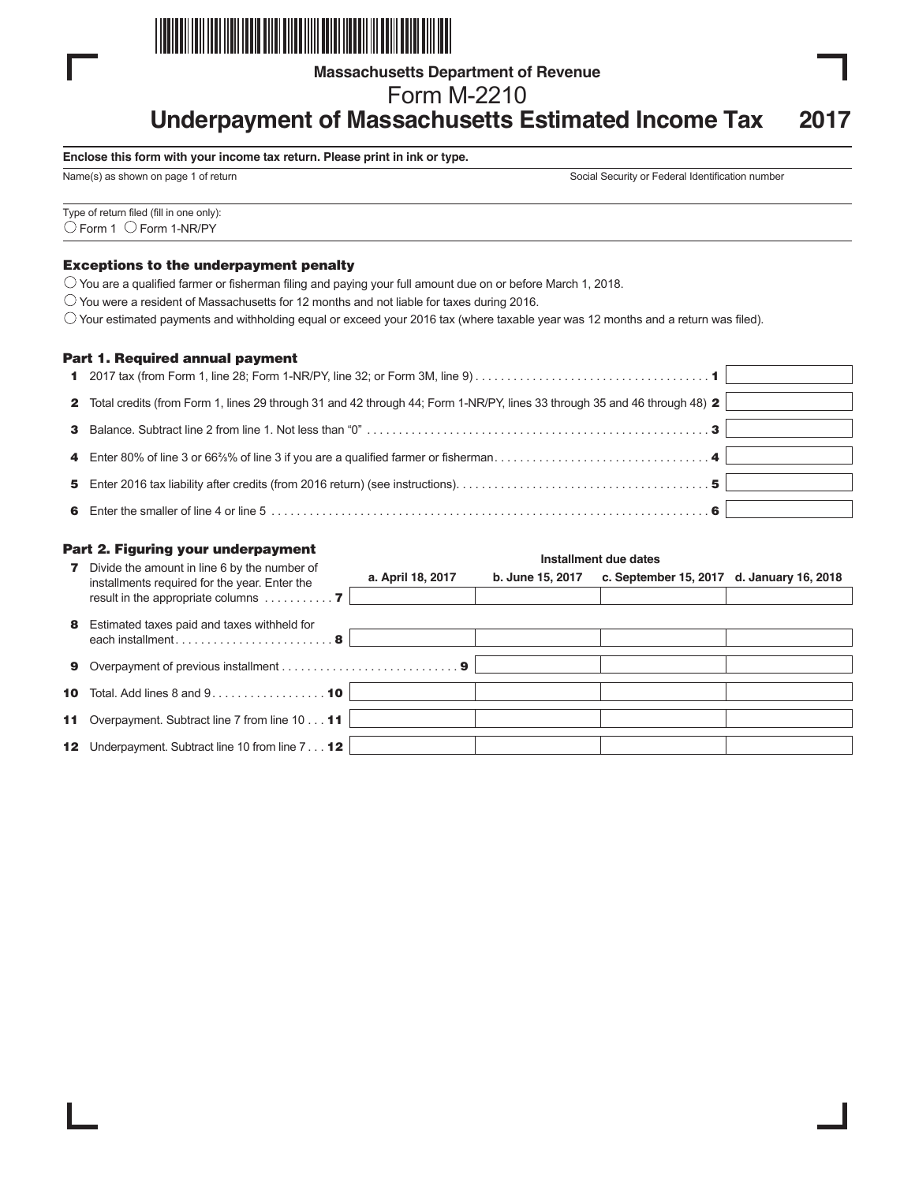Massachusetts Department of Revenue

# Form M-2210

## Underpayment of Massachusetts Estimated Income Tax 2017

**Enclose this form with your income tax return. Please print in ink or type.**

Name(s) as shown on page 1 of return

Social Security or Federal Identification number

Type of return filed (fill in one only):

○ Form 1 ○ Form 1-NR/PY

### Exceptions to the underpayment penalty

○ You are a qualified farmer or fisherman filing and paying your full amount due on or before March 1, 2018.

○ You were a resident of Massachusetts for 12 months and not liable for taxes during 2016.

○ Your estimated payments and withholding equal or exceed your 2016 tax (where taxable year was 12 months and a return was filed).

### Part 1. Required annual payment

| Line | Description | Amount |
|---|---|---|
| 1 | 2017 tax (from Form 1, line 28; Form 1-NR/PY, line 32; or Form 3M, line 9) | |
| 2 | Total credits (from Form 1, lines 29 through 31 and 42 through 44; Form 1-NR/PY, lines 33 through 35 and 46 through 48) | |
| 3 | Balance. Subtract line 2 from line 1. Not less than "0" | |
| 4 | Enter 80% of line 3 or 66⅔% of line 3 if you are a qualified farmer or fisherman | |
| 5 | Enter 2016 tax liability after credits (from 2016 return) (see instructions) | |
| 6 | Enter the smaller of line 4 or line 5 | |

### Part 2. Figuring your underpayment

| Line | Description | a. April 18, 2017 | b. June 15, 2017 | c. September 15, 2017 | d. January 16, 2018 |
|---|---|---|---|---|---|
| | | **Installment due dates** | | | |
| 7 | Divide the amount in line 6 by the number of installments required for the year. Enter the result in the appropriate columns | | | | |
| 8 | Estimated taxes paid and taxes withheld for each installment | | | | |
| 9 | Overpayment of previous installment | | | | |
| 10 | Total. Add lines 8 and 9 | | | | |
| 11 | Overpayment. Subtract line 7 from line 10 | | | | |
| 12 | Underpayment. Subtract line 10 from line 7 | | | | |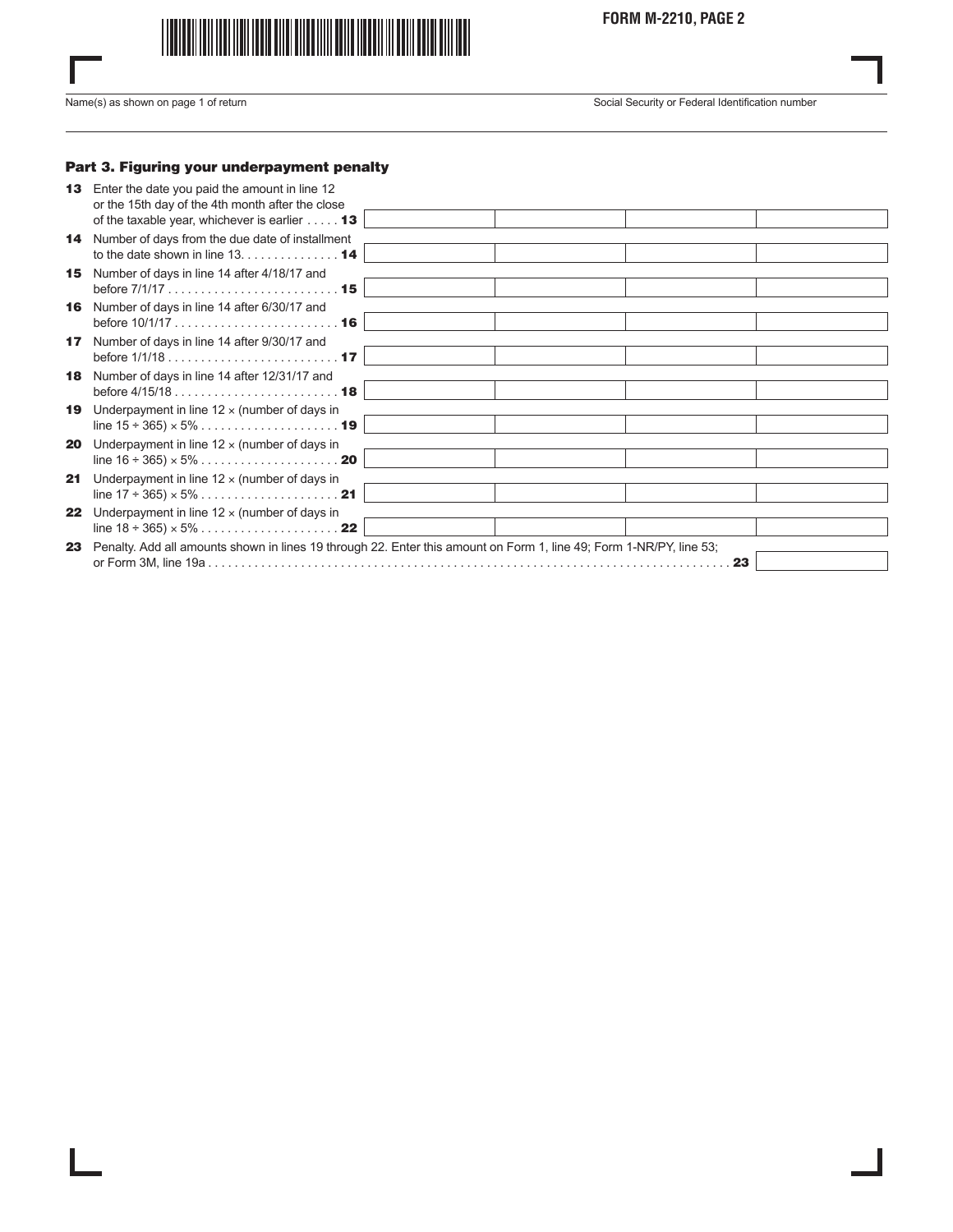**FORM M-2210, PAGE 2**

Name(s) as shown on page 1 of return | Social Security or Federal Identification number

### Part 3. Figuring your underpayment penalty

| | | | | | |
|---|---|---|---|---|---|
| **13** Enter the date you paid the amount in line 12 or the 15th day of the 4th month after the close of the taxable year, whichever is earlier | **13** | | | | |
| **14** Number of days from the due date of installment to the date shown in line 13. | **14** | | | | |
| **15** Number of days in line 14 after 4/18/17 and before 7/1/17 | **15** | | | | |
| **16** Number of days in line 14 after 6/30/17 and before 10/1/17 | **16** | | | | |
| **17** Number of days in line 14 after 9/30/17 and before 1/1/18 | **17** | | | | |
| **18** Number of days in line 14 after 12/31/17 and before 4/15/18 | **18** | | | | |
| **19** Underpayment in line 12 × (number of days in line 15 ÷ 365) × 5% | **19** | | | | |
| **20** Underpayment in line 12 × (number of days in line 16 ÷ 365) × 5% | **20** | | | | |
| **21** Underpayment in line 12 × (number of days in line 17 ÷ 365) × 5% | **21** | | | | |
| **22** Underpayment in line 12 × (number of days in line 18 ÷ 365) × 5% | **22** | | | | |

**23** Penalty. Add all amounts shown in lines 19 through 22. Enter this amount on Form 1, line 49; Form 1-NR/PY, line 53; or Form 3M, line 19a . . . . . **23** ______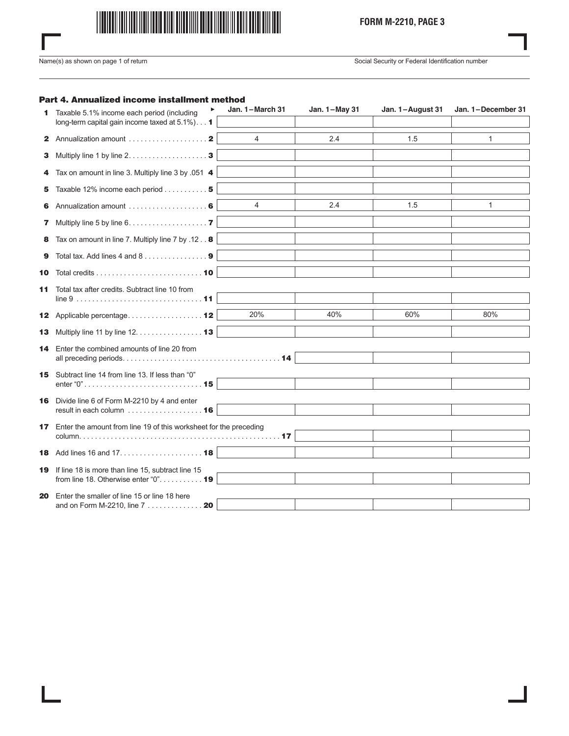FORM M-2210, PAGE 3

Name(s) as shown on page 1 of return

Social Security or Federal Identification number

## Part 4. Annualized income installment method

| | Jan. 1 – March 31 | Jan. 1 – May 31 | Jan. 1 – August 31 | Jan. 1 – December 31 |
|---|---|---|---|---|
| **1** Taxable 5.1% income each period (including long-term capital gain income taxed at 5.1%) . . . **1** | | | | |
| **2** Annualization amount . . . . . . . . . . . . . . . . . . . . **2** | 4 | 2.4 | 1.5 | 1 |
| **3** Multiply line 1 by line 2. . . . . . . . . . . . . . . . . . . . **3** | | | | |
| **4** Tax on amount in line 3. Multiply line 3 by .051 **4** | | | | |
| **5** Taxable 12% income each period . . . . . . . . . . **5** | | | | |
| **6** Annualization amount . . . . . . . . . . . . . . . . . . . . **6** | 4 | 2.4 | 1.5 | 1 |
| **7** Multiply line 5 by line 6. . . . . . . . . . . . . . . . . . . . **7** | | | | |
| **8** Tax on amount in line 7. Multiply line 7 by .12 . . **8** | | | | |
| **9** Total tax. Add lines 4 and 8 . . . . . . . . . . . . . . . . **9** | | | | |
| **10** Total credits . . . . . . . . . . . . . . . . . . . . . . . . . . . **10** | | | | |
| **11** Total tax after credits. Subtract line 10 from line 9 . . . . . . . . . . . . . . . . . . . . . . . . . . . . . . . . **11** | | | | |
| **12** Applicable percentage. . . . . . . . . . . . . . . . . . . **12** | 20% | 40% | 60% | 80% |
| **13** Multiply line 11 by line 12. . . . . . . . . . . . . . . . . **13** | | | | |
| **14** Enter the combined amounts of line 20 from all preceding periods. . . . . . . . . . . . . . . . . . . . . . . . . . . . . . . . . . . . . . . . **14** | | | | |
| **15** Subtract line 14 from line 13. If less than "0" enter "0". . . . . . . . . . . . . . . . . . . . . . . . . . . . . **15** | | | | |
| **16** Divide line 6 of Form M-2210 by 4 and enter result in each column . . . . . . . . . . . . . . . . . . . **16** | | | | |
| **17** Enter the amount from line 19 of this worksheet for the preceding column. . . . . . . . . . . . . . . . . . . . . . . . . . . . . . . . . . . . . . . . . . . . . . . . . . . **17** | | | | |
| **18** Add lines 16 and 17. . . . . . . . . . . . . . . . . . . . . **18** | | | | |
| **19** If line 18 is more than line 15, subtract line 15 from line 18. Otherwise enter "0". . . . . . . . . . . **19** | | | | |
| **20** Enter the smaller of line 15 or line 18 here and on Form M-2210, line 7 . . . . . . . . . . . . . . **20** | | | | |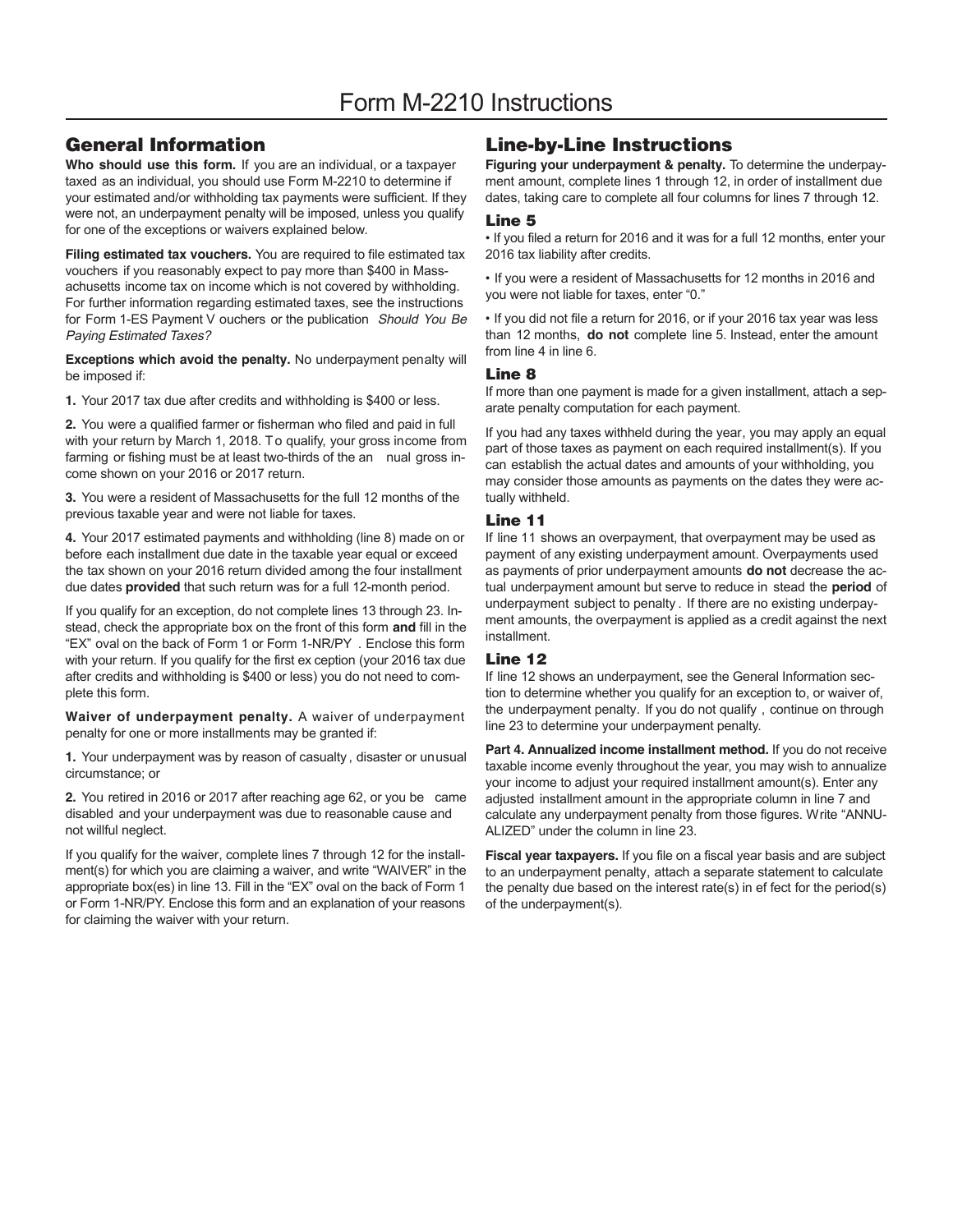# Form M-2210 Instructions

## General Information

**Who should use this form.** If you are an individual, or a taxpayer taxed as an individual, you should use Form M-2210 to determine if your estimated and/or withholding tax payments were sufficient. If they were not, an underpayment penalty will be imposed, unless you qualify for one of the exceptions or waivers explained below.

**Filing estimated tax vouchers.** You are required to file estimated tax vouchers if you reasonably expect to pay more than $400 in Massachusetts income tax on income which is not covered by withholding. For further information regarding estimated taxes, see the instructions for Form 1-ES Payment Vouchers or the publication *Should You Be Paying Estimated Taxes?*

**Exceptions which avoid the penalty.** No underpayment penalty will be imposed if:

**1.** Your 2017 tax due after credits and withholding is $400 or less.

**2.** You were a qualified farmer or fisherman who filed and paid in full with your return by March 1, 2018. To qualify, your gross income from farming or fishing must be at least two-thirds of the annual gross income shown on your 2016 or 2017 return.

**3.** You were a resident of Massachusetts for the full 12 months of the previous taxable year and were not liable for taxes.

**4.** Your 2017 estimated payments and withholding (line 8) made on or before each installment due date in the taxable year equal or exceed the tax shown on your 2016 return divided among the four installment due dates **provided** that such return was for a full 12-month period.

If you qualify for an exception, do not complete lines 13 through 23. Instead, check the appropriate box on the front of this form **and** fill in the "EX" oval on the back of Form 1 or Form 1-NR/PY. Enclose this form with your return. If you qualify for the first exception (your 2016 tax due after credits and withholding is $400 or less) you do not need to complete this form.

**Waiver of underpayment penalty.** A waiver of underpayment penalty for one or more installments may be granted if:

**1.** Your underpayment was by reason of casualty, disaster or unusual circumstance; or

**2.** You retired in 2016 or 2017 after reaching age 62, or you became disabled and your underpayment was due to reasonable cause and not willful neglect.

If you qualify for the waiver, complete lines 7 through 12 for the installment(s) for which you are claiming a waiver, and write "WAIVER" in the appropriate box(es) in line 13. Fill in the "EX" oval on the back of Form 1 or Form 1-NR/PY. Enclose this form and an explanation of your reasons for claiming the waiver with your return.

## Line-by-Line Instructions

**Figuring your underpayment & penalty.** To determine the underpayment amount, complete lines 1 through 12, in order of installment due dates, taking care to complete all four columns for lines 7 through 12.

### Line 5

- If you filed a return for 2016 and it was for a full 12 months, enter your 2016 tax liability after credits.
- If you were a resident of Massachusetts for 12 months in 2016 and you were not liable for taxes, enter "0."
- If you did not file a return for 2016, or if your 2016 tax year was less than 12 months, **do not** complete line 5. Instead, enter the amount from line 4 in line 6.

### Line 8

If more than one payment is made for a given installment, attach a separate penalty computation for each payment.

If you had any taxes withheld during the year, you may apply an equal part of those taxes as payment on each required installment(s). If you can establish the actual dates and amounts of your withholding, you may consider those amounts as payments on the dates they were actually withheld.

### Line 11

If line 11 shows an overpayment, that overpayment may be used as payment of any existing underpayment amount. Overpayments used as payments of prior underpayment amounts **do not** decrease the actual underpayment amount but serve to reduce instead the **period** of underpayment subject to penalty. If there are no existing underpayment amounts, the overpayment is applied as a credit against the next installment.

### Line 12

If line 12 shows an underpayment, see the General Information section to determine whether you qualify for an exception to, or waiver of, the underpayment penalty. If you do not qualify, continue on through line 23 to determine your underpayment penalty.

**Part 4. Annualized income installment method.** If you do not receive taxable income evenly throughout the year, you may wish to annualize your income to adjust your required installment amount(s). Enter any adjusted installment amount in the appropriate column in line 7 and calculate any underpayment penalty from those figures. Write "ANNUALIZED" under the column in line 23.

**Fiscal year taxpayers.** If you file on a fiscal year basis and are subject to an underpayment penalty, attach a separate statement to calculate the penalty due based on the interest rate(s) in effect for the period(s) of the underpayment(s).